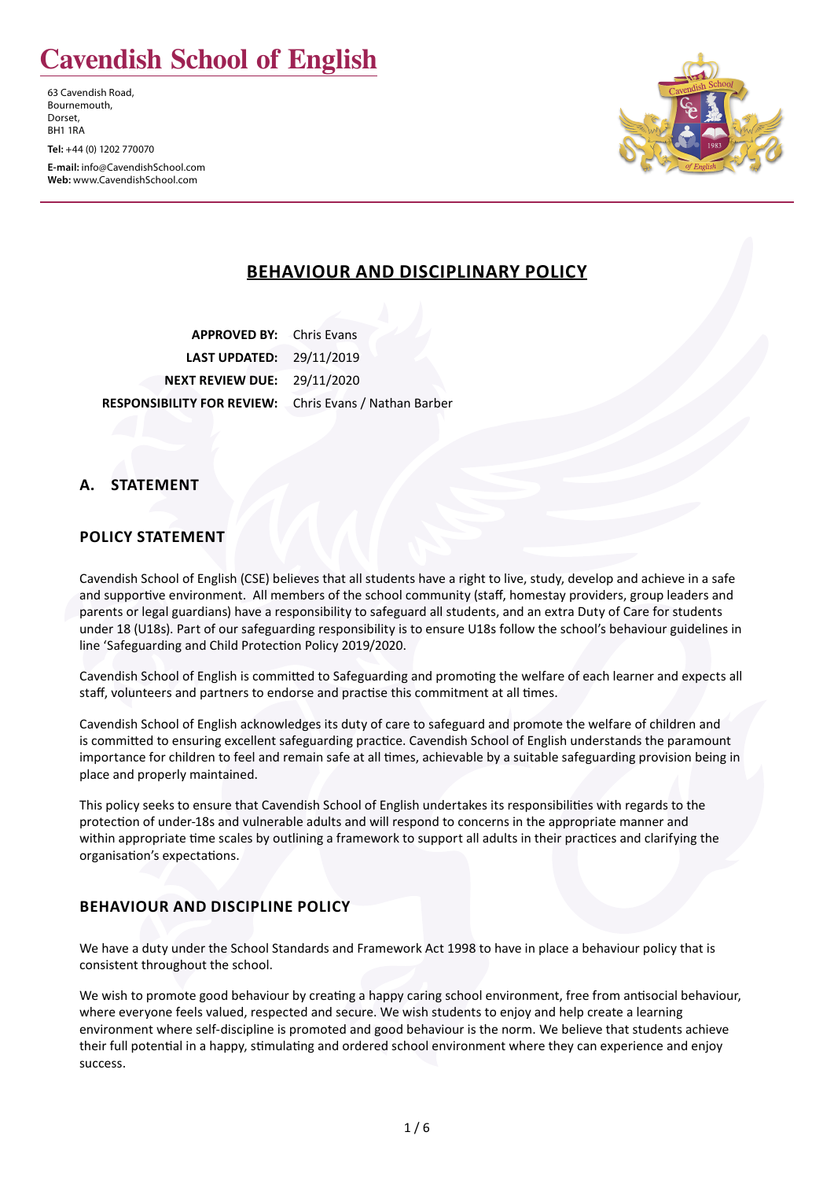# Cavendish School of English

63 Cavendish Road,
Bournemouth,
Dorset,
BH1 1RA

**Tel:** +44 (0) 1202 770070

**E-mail:** info@CavendishSchool.com
**Web:** www.CavendishSchool.com

## BEHAVIOUR AND DISCIPLINARY POLICY

| | |
|---|---|
| **APPROVED BY:** | Chris Evans |
| **LAST UPDATED:** | 29/11/2019 |
| **NEXT REVIEW DUE:** | 29/11/2020 |
| **RESPONSIBILITY FOR REVIEW:** | Chris Evans / Nathan Barber |

## A. STATEMENT

### POLICY STATEMENT

Cavendish School of English (CSE) believes that all students have a right to live, study, develop and achieve in a safe and supportive environment. All members of the school community (staff, homestay providers, group leaders and parents or legal guardians) have a responsibility to safeguard all students, and an extra Duty of Care for students under 18 (U18s). Part of our safeguarding responsibility is to ensure U18s follow the school's behaviour guidelines in line 'Safeguarding and Child Protection Policy 2019/2020.

Cavendish School of English is committed to Safeguarding and promoting the welfare of each learner and expects all staff, volunteers and partners to endorse and practise this commitment at all times.

Cavendish School of English acknowledges its duty of care to safeguard and promote the welfare of children and is committed to ensuring excellent safeguarding practice. Cavendish School of English understands the paramount importance for children to feel and remain safe at all times, achievable by a suitable safeguarding provision being in place and properly maintained.

This policy seeks to ensure that Cavendish School of English undertakes its responsibilities with regards to the protection of under-18s and vulnerable adults and will respond to concerns in the appropriate manner and within appropriate time scales by outlining a framework to support all adults in their practices and clarifying the organisation's expectations.

### BEHAVIOUR AND DISCIPLINE POLICY

We have a duty under the School Standards and Framework Act 1998 to have in place a behaviour policy that is consistent throughout the school.

We wish to promote good behaviour by creating a happy caring school environment, free from antisocial behaviour, where everyone feels valued, respected and secure. We wish students to enjoy and help create a learning environment where self-discipline is promoted and good behaviour is the norm. We believe that students achieve their full potential in a happy, stimulating and ordered school environment where they can experience and enjoy success.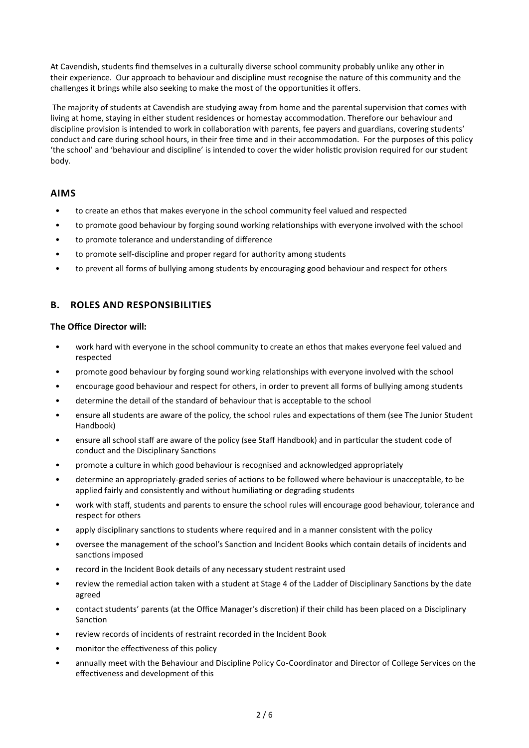At Cavendish, students find themselves in a culturally diverse school community probably unlike any other in their experience. Our approach to behaviour and discipline must recognise the nature of this community and the challenges it brings while also seeking to make the most of the opportunities it offers.

The majority of students at Cavendish are studying away from home and the parental supervision that comes with living at home, staying in either student residences or homestay accommodation. Therefore our behaviour and discipline provision is intended to work in collaboration with parents, fee payers and guardians, covering students' conduct and care during school hours, in their free time and in their accommodation. For the purposes of this policy 'the school' and 'behaviour and discipline' is intended to cover the wider holistic provision required for our student body.

## AIMS

- to create an ethos that makes everyone in the school community feel valued and respected
- to promote good behaviour by forging sound working relationships with everyone involved with the school
- to promote tolerance and understanding of difference
- to promote self-discipline and proper regard for authority among students
- to prevent all forms of bullying among students by encouraging good behaviour and respect for others

## B. ROLES AND RESPONSIBILITIES

**The Office Director will:**

- work hard with everyone in the school community to create an ethos that makes everyone feel valued and respected
- promote good behaviour by forging sound working relationships with everyone involved with the school
- encourage good behaviour and respect for others, in order to prevent all forms of bullying among students
- determine the detail of the standard of behaviour that is acceptable to the school
- ensure all students are aware of the policy, the school rules and expectations of them (see The Junior Student Handbook)
- ensure all school staff are aware of the policy (see Staff Handbook) and in particular the student code of conduct and the Disciplinary Sanctions
- promote a culture in which good behaviour is recognised and acknowledged appropriately
- determine an appropriately-graded series of actions to be followed where behaviour is unacceptable, to be applied fairly and consistently and without humiliating or degrading students
- work with staff, students and parents to ensure the school rules will encourage good behaviour, tolerance and respect for others
- apply disciplinary sanctions to students where required and in a manner consistent with the policy
- oversee the management of the school's Sanction and Incident Books which contain details of incidents and sanctions imposed
- record in the Incident Book details of any necessary student restraint used
- review the remedial action taken with a student at Stage 4 of the Ladder of Disciplinary Sanctions by the date agreed
- contact students' parents (at the Office Manager's discretion) if their child has been placed on a Disciplinary Sanction
- review records of incidents of restraint recorded in the Incident Book
- monitor the effectiveness of this policy
- annually meet with the Behaviour and Discipline Policy Co-Coordinator and Director of College Services on the effectiveness and development of this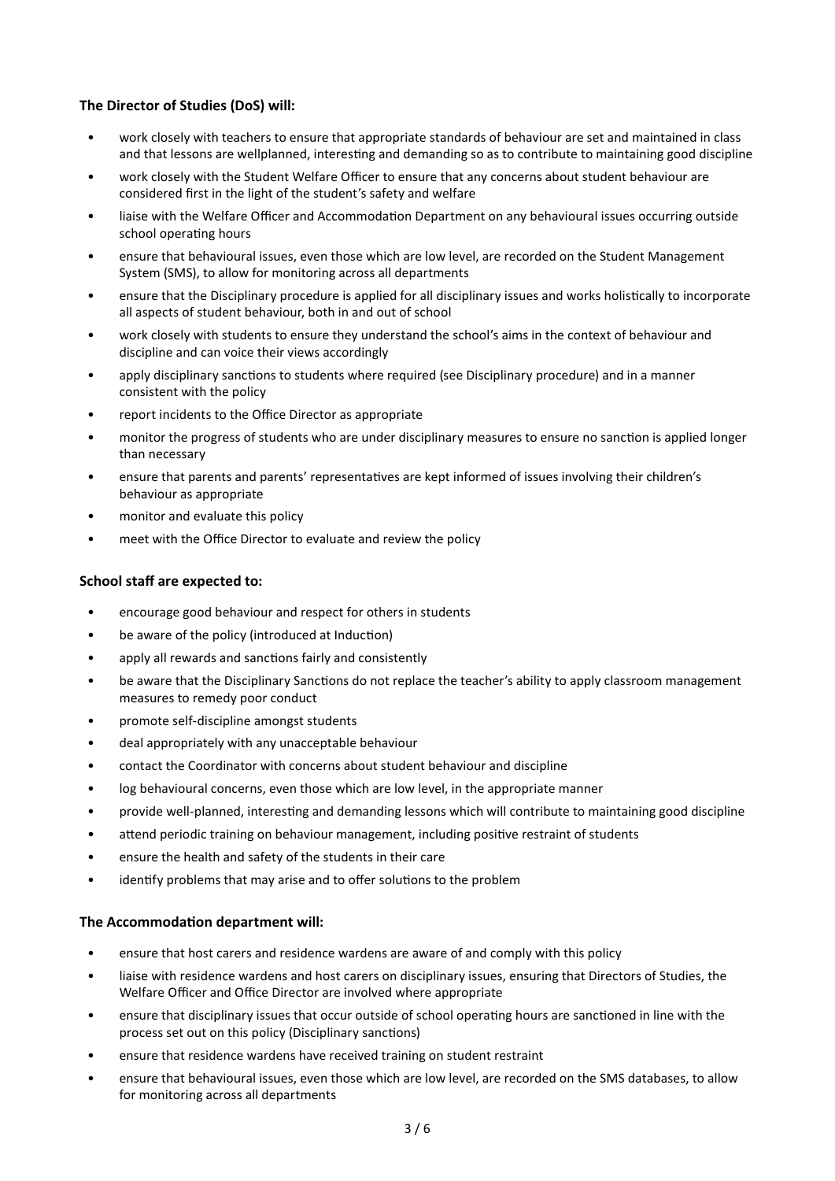**The Director of Studies (DoS) will:**

- work closely with teachers to ensure that appropriate standards of behaviour are set and maintained in class and that lessons are wellplanned, interesting and demanding so as to contribute to maintaining good discipline
- work closely with the Student Welfare Officer to ensure that any concerns about student behaviour are considered first in the light of the student's safety and welfare
- liaise with the Welfare Officer and Accommodation Department on any behavioural issues occurring outside school operating hours
- ensure that behavioural issues, even those which are low level, are recorded on the Student Management System (SMS), to allow for monitoring across all departments
- ensure that the Disciplinary procedure is applied for all disciplinary issues and works holistically to incorporate all aspects of student behaviour, both in and out of school
- work closely with students to ensure they understand the school's aims in the context of behaviour and discipline and can voice their views accordingly
- apply disciplinary sanctions to students where required (see Disciplinary procedure) and in a manner consistent with the policy
- report incidents to the Office Director as appropriate
- monitor the progress of students who are under disciplinary measures to ensure no sanction is applied longer than necessary
- ensure that parents and parents' representatives are kept informed of issues involving their children's behaviour as appropriate
- monitor and evaluate this policy
- meet with the Office Director to evaluate and review the policy

**School staff are expected to:**

- encourage good behaviour and respect for others in students
- be aware of the policy (introduced at Induction)
- apply all rewards and sanctions fairly and consistently
- be aware that the Disciplinary Sanctions do not replace the teacher's ability to apply classroom management measures to remedy poor conduct
- promote self-discipline amongst students
- deal appropriately with any unacceptable behaviour
- contact the Coordinator with concerns about student behaviour and discipline
- log behavioural concerns, even those which are low level, in the appropriate manner
- provide well-planned, interesting and demanding lessons which will contribute to maintaining good discipline
- attend periodic training on behaviour management, including positive restraint of students
- ensure the health and safety of the students in their care
- identify problems that may arise and to offer solutions to the problem

**The Accommodation department will:**

- ensure that host carers and residence wardens are aware of and comply with this policy
- liaise with residence wardens and host carers on disciplinary issues, ensuring that Directors of Studies, the Welfare Officer and Office Director are involved where appropriate
- ensure that disciplinary issues that occur outside of school operating hours are sanctioned in line with the process set out on this policy (Disciplinary sanctions)
- ensure that residence wardens have received training on student restraint
- ensure that behavioural issues, even those which are low level, are recorded on the SMS databases, to allow for monitoring across all departments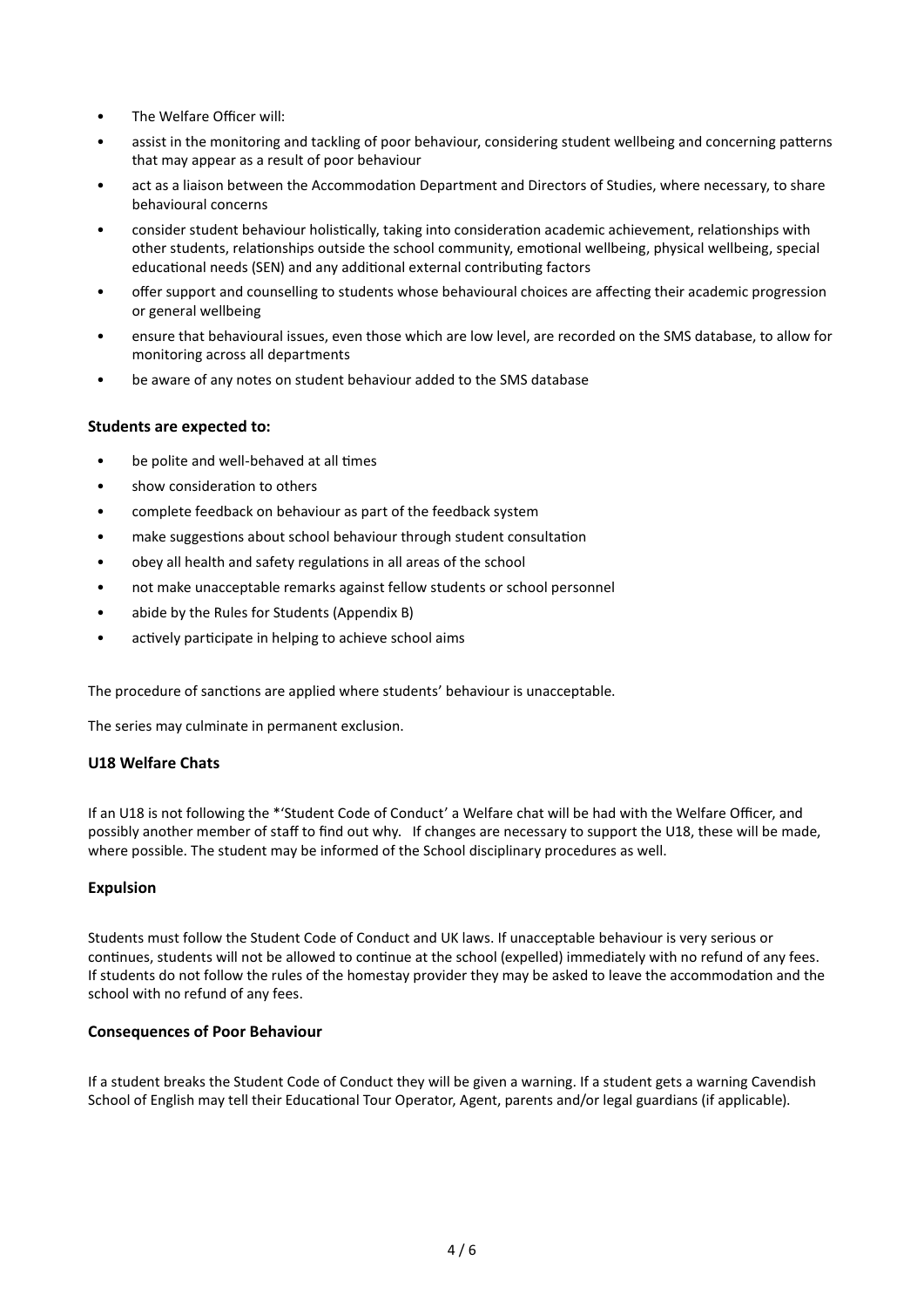- The Welfare Officer will:
- assist in the monitoring and tackling of poor behaviour, considering student wellbeing and concerning patterns that may appear as a result of poor behaviour
- act as a liaison between the Accommodation Department and Directors of Studies, where necessary, to share behavioural concerns
- consider student behaviour holistically, taking into consideration academic achievement, relationships with other students, relationships outside the school community, emotional wellbeing, physical wellbeing, special educational needs (SEN) and any additional external contributing factors
- offer support and counselling to students whose behavioural choices are affecting their academic progression or general wellbeing
- ensure that behavioural issues, even those which are low level, are recorded on the SMS database, to allow for monitoring across all departments
- be aware of any notes on student behaviour added to the SMS database

**Students are expected to:**

- be polite and well-behaved at all times
- show consideration to others
- complete feedback on behaviour as part of the feedback system
- make suggestions about school behaviour through student consultation
- obey all health and safety regulations in all areas of the school
- not make unacceptable remarks against fellow students or school personnel
- abide by the Rules for Students (Appendix B)
- actively participate in helping to achieve school aims

The procedure of sanctions are applied where students' behaviour is unacceptable.

The series may culminate in permanent exclusion.

**U18 Welfare Chats**

If an U18 is not following the *'Student Code of Conduct' a Welfare chat will be had with the Welfare Officer, and possibly another member of staff to find out why. If changes are necessary to support the U18, these will be made, where possible. The student may be informed of the School disciplinary procedures as well.

**Expulsion**

Students must follow the Student Code of Conduct and UK laws. If unacceptable behaviour is very serious or continues, students will not be allowed to continue at the school (expelled) immediately with no refund of any fees. If students do not follow the rules of the homestay provider they may be asked to leave the accommodation and the school with no refund of any fees.

**Consequences of Poor Behaviour**

If a student breaks the Student Code of Conduct they will be given a warning. If a student gets a warning Cavendish School of English may tell their Educational Tour Operator, Agent, parents and/or legal guardians (if applicable).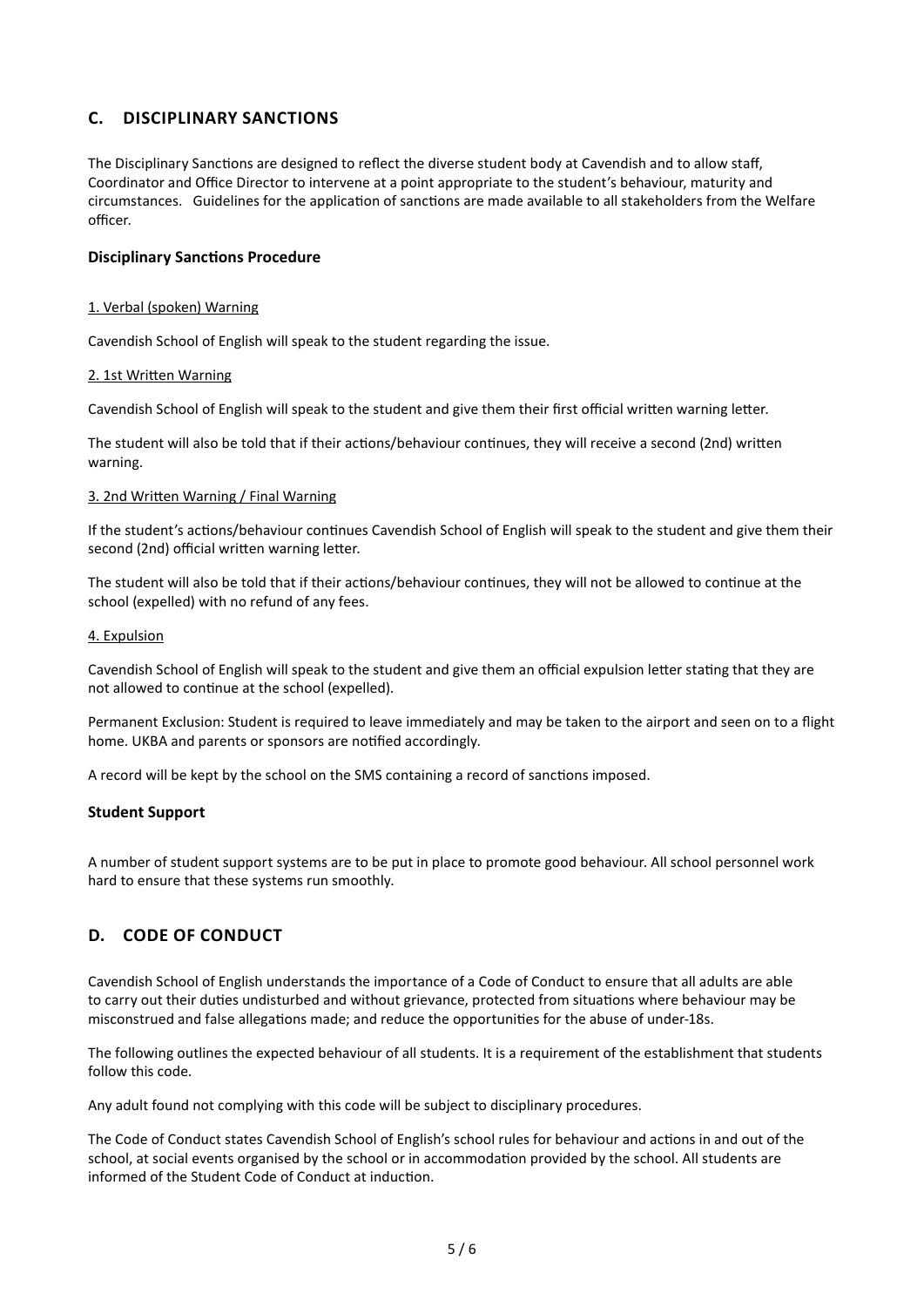## C. DISCIPLINARY SANCTIONS

The Disciplinary Sanctions are designed to reflect the diverse student body at Cavendish and to allow staff, Coordinator and Office Director to intervene at a point appropriate to the student's behaviour, maturity and circumstances. Guidelines for the application of sanctions are made available to all stakeholders from the Welfare officer.

### Disciplinary Sanctions Procedure

<u>1. Verbal (spoken) Warning</u>

Cavendish School of English will speak to the student regarding the issue.

<u>2. 1st Written Warning</u>

Cavendish School of English will speak to the student and give them their first official written warning letter.

The student will also be told that if their actions/behaviour continues, they will receive a second (2nd) written warning.

<u>3. 2nd Written Warning / Final Warning</u>

If the student's actions/behaviour continues Cavendish School of English will speak to the student and give them their second (2nd) official written warning letter.

The student will also be told that if their actions/behaviour continues, they will not be allowed to continue at the school (expelled) with no refund of any fees.

<u>4. Expulsion</u>

Cavendish School of English will speak to the student and give them an official expulsion letter stating that they are not allowed to continue at the school (expelled).

Permanent Exclusion: Student is required to leave immediately and may be taken to the airport and seen on to a flight home. UKBA and parents or sponsors are notified accordingly.

A record will be kept by the school on the SMS containing a record of sanctions imposed.

### Student Support

A number of student support systems are to be put in place to promote good behaviour. All school personnel work hard to ensure that these systems run smoothly.

## D. CODE OF CONDUCT

Cavendish School of English understands the importance of a Code of Conduct to ensure that all adults are able to carry out their duties undisturbed and without grievance, protected from situations where behaviour may be misconstrued and false allegations made; and reduce the opportunities for the abuse of under-18s.

The following outlines the expected behaviour of all students. It is a requirement of the establishment that students follow this code.

Any adult found not complying with this code will be subject to disciplinary procedures.

The Code of Conduct states Cavendish School of English's school rules for behaviour and actions in and out of the school, at social events organised by the school or in accommodation provided by the school. All students are informed of the Student Code of Conduct at induction.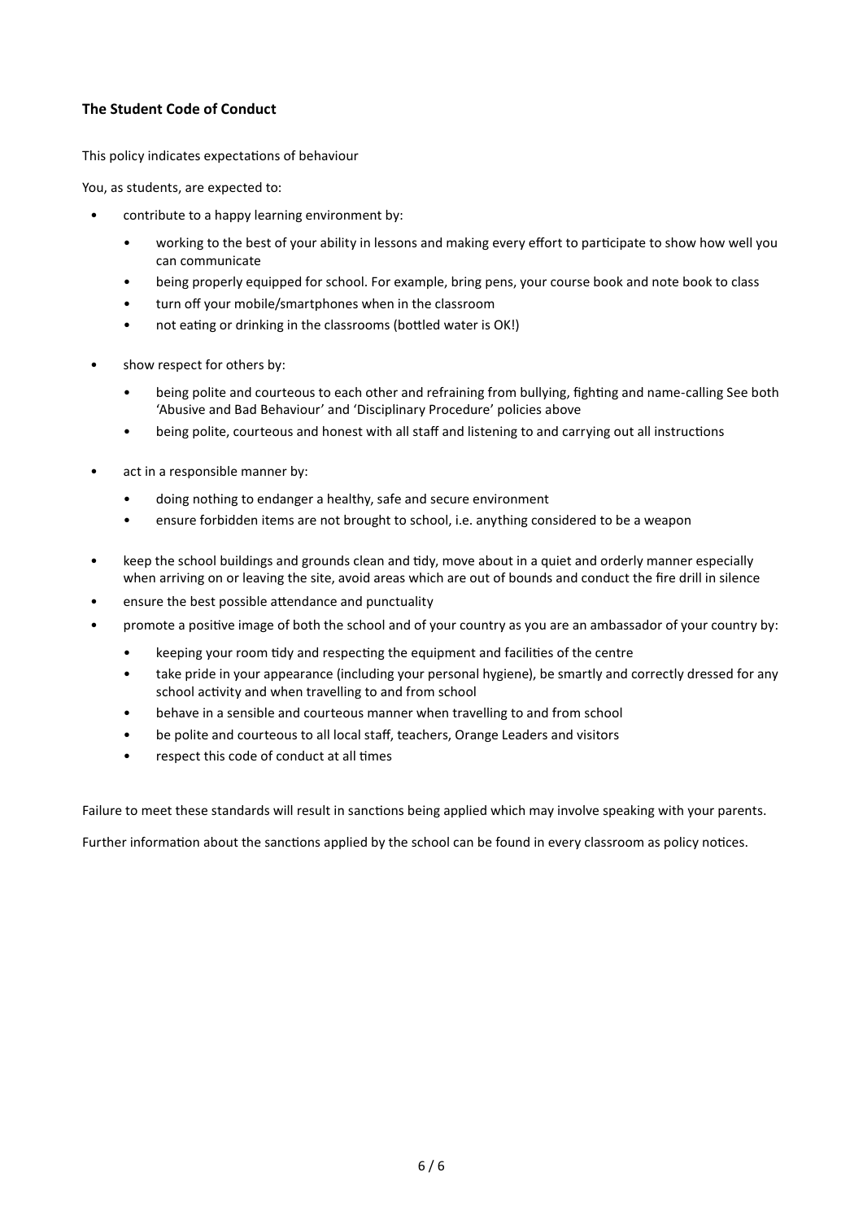**The Student Code of Conduct**

This policy indicates expectations of behaviour

You, as students, are expected to:

- contribute to a happy learning environment by:
  - working to the best of your ability in lessons and making every effort to participate to show how well you can communicate
  - being properly equipped for school. For example, bring pens, your course book and note book to class
  - turn off your mobile/smartphones when in the classroom
  - not eating or drinking in the classrooms (bottled water is OK!)
- show respect for others by:
  - being polite and courteous to each other and refraining from bullying, fighting and name-calling See both 'Abusive and Bad Behaviour' and 'Disciplinary Procedure' policies above
  - being polite, courteous and honest with all staff and listening to and carrying out all instructions
- act in a responsible manner by:
  - doing nothing to endanger a healthy, safe and secure environment
  - ensure forbidden items are not brought to school, i.e. anything considered to be a weapon
- keep the school buildings and grounds clean and tidy, move about in a quiet and orderly manner especially when arriving on or leaving the site, avoid areas which are out of bounds and conduct the fire drill in silence
- ensure the best possible attendance and punctuality
- promote a positive image of both the school and of your country as you are an ambassador of your country by:
  - keeping your room tidy and respecting the equipment and facilities of the centre
  - take pride in your appearance (including your personal hygiene), be smartly and correctly dressed for any school activity and when travelling to and from school
  - behave in a sensible and courteous manner when travelling to and from school
  - be polite and courteous to all local staff, teachers, Orange Leaders and visitors
  - respect this code of conduct at all times

Failure to meet these standards will result in sanctions being applied which may involve speaking with your parents.

Further information about the sanctions applied by the school can be found in every classroom as policy notices.